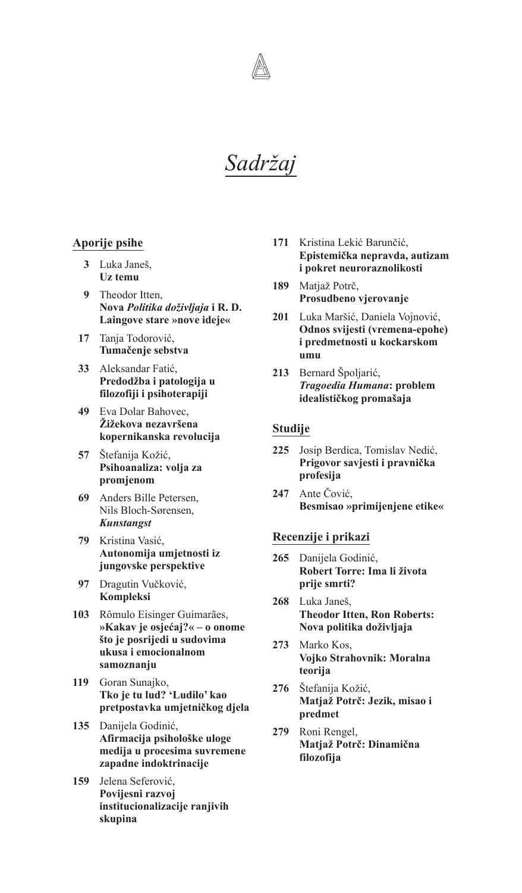# *Sadržaj*

## Aporije psihe

**3** Luka Janeš,
**Uz temu**

**9** Theodor Itten,
**Nova *Politika doživljaja* i R. D. Laingove stare »nove ideje«**

**17** Tanja Todorović,
**Tumačenje sebstva**

**33** Aleksandar Fatić,
**Predodžba i patologija u filozofiji i psihoterapiji**

**49** Eva Dolar Bahovec,
**Žižekova nezavršena kopernikanska revolucija**

**57** Štefanija Kožić,
**Psihoanaliza: volja za promjenom**

**69** Anders Bille Petersen, Nils Bloch-Sørensen,
***Kunstangst***

**79** Kristina Vasić,
**Autonomija umjetnosti iz jungovske perspektive**

**97** Dragutin Vučković,
**Kompleksi**

**103** Rômulo Eisinger Guimarães,
**»Kakav je osjećaj?« – o onome što je posrijedi u sudovima ukusa i emocionalnom samoznanju**

**119** Goran Sunajko,
**Tko je tu lud? 'Ludilo' kao pretpostavka umjetničkog djela**

**135** Danijela Godinić,
**Afirmacija psihološke uloge medija u procesima suvremene zapadne indoktrinacije**

**159** Jelena Seferović,
**Povijesni razvoj institucionalizacije ranjivih skupina**

**171** Kristina Lekić Barunčić,
**Epistemička nepravda, autizam i pokret neuroraznolikosti**

**189** Matjaž Potrč,
**Prosudbeno vjerovanje**

**201** Luka Maršić, Daniela Vojnović,
**Odnos svijesti (vremena-epohe) i predmetnosti u kockarskom umu**

**213** Bernard Špoljarić,
***Tragoedia Humana*: problem idealističkog promašaja**

## Studije

**225** Josip Berdica, Tomislav Nedić,
**Prigovor savjesti i pravnička profesija**

**247** Ante Čović,
**Besmisao »primijenjene etike«**

## Recenzije i prikazi

**265** Danijela Godinić,
**Robert Torre: Ima li života prije smrti?**

**268** Luka Janeš,
**Theodor Itten, Ron Roberts: Nova politika doživljaja**

**273** Marko Kos,
**Vojko Strahovnik: Moralna teorija**

**276** Štefanija Kožić,
**Matjaž Potrč: Jezik, misao i predmet**

**279** Roni Rengel,
**Matjaž Potrč: Dinamična filozofija**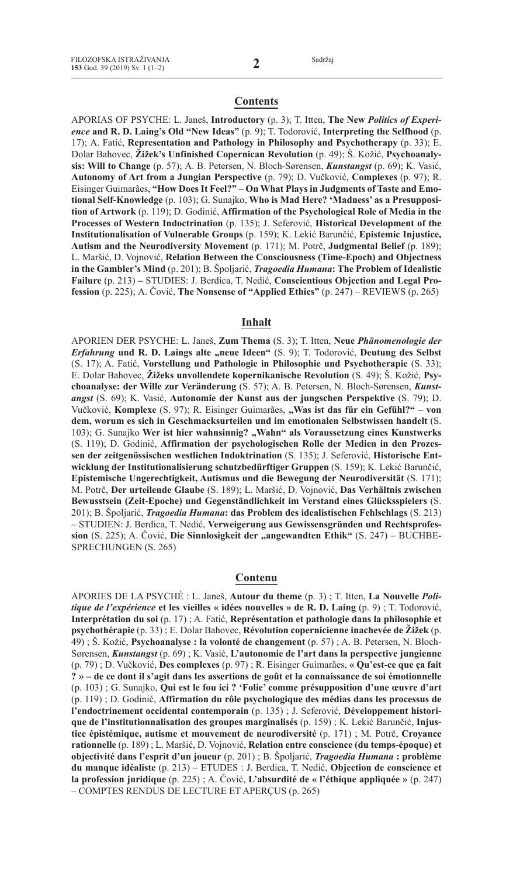## Contents

APORIAS OF PSYCHE: L. Janeš, **Introductory** (p. 3); T. Itten, **The New *Politics of Experience* and R. D. Laing's Old "New Ideas"** (p. 9); T. Todorović, **Interpreting the Selfhood** (p. 17); A. Fatić, **Representation and Pathology in Philosophy and Psychotherapy** (p. 33); E. Dolar Bahovec, **Žižek's Unfinished Copernican Revolution** (p. 49); Š. Kožić, **Psychoanalysis: Will to Change** (p. 57); A. B. Petersen, N. Bloch-Sørensen, ***Kunstangst*** (p. 69); K. Vasić, **Autonomy of Art from a Jungian Perspective** (p. 79); D. Vučković, **Complexes** (p. 97); R. Eisinger Guimarães, **"How Does It Feel?" – On What Plays in Judgments of Taste and Emotional Self-Knowledge** (p. 103); G. Sunajko, **Who is Mad Here? 'Madness' as a Presupposition of Artwork** (p. 119); D. Godinić, **Affirmation of the Psychological Role of Media in the Processes of Western Indoctrination** (p. 135); J. Seferović, **Historical Development of the Institutionalisation of Vulnerable Groups** (p. 159); K. Lekić Barunčić, **Epistemic Injustice, Autism and the Neurodiversity Movement** (p. 171); M. Potrč, **Judgmental Belief** (p. 189); L. Maršić, D. Vojnović, **Relation Between the Consciousness (Time-Epoch) and Objectness in the Gambler's Mind** (p. 201); B. Špoljarić, ***Tragoedia Humana*: The Problem of Idealistic Failure** (p. 213) – STUDIES: J. Berdica, T. Nedić, **Conscientious Objection and Legal Profession** (p. 225); A. Čović, **The Nonsense of "Applied Ethics"** (p. 247) – REVIEWS (p. 265)

## Inhalt

APORIEN DER PSYCHE: L. Janeš, **Zum Thema** (S. 3); T. Itten, **Neue *Phänomenologie der Erfahrung* und R. D. Laings alte „neue Ideen"** (S. 9); T. Todorović, **Deutung des Selbst** (S. 17); A. Fatić, **Vorstellung und Pathologie in Philosophie und Psychotherapie** (S. 33); E. Dolar Bahovec, **Žižeks unvollendete kopernikanische Revolution** (S. 49); Š. Kožić, **Psychoanalyse: der Wille zur Veränderung** (S. 57); A. B. Petersen, N. Bloch-Sørensen, ***Kunstangst*** (S. 69); K. Vasić, **Autonomie der Kunst aus der jungschen Perspektive** (S. 79); D. Vučković, **Komplexe** (S. 97); R. Eisinger Guimarães, **„Was ist das für ein Gefühl?" – von dem, worum es sich in Geschmacksurteilen und im emotionalen Selbstwissen handelt** (S. 103); G. Sunajko **Wer ist hier wahnsinnig? „Wahn" als Voraussetzung eines Kunstwerks** (S. 119); D. Godinić, **Affirmation der psychologischen Rolle der Medien in den Prozessen der zeitgenössischen westlichen Indoktrination** (S. 135); J. Seferović, **Historische Entwicklung der Institutionalisierung schutzbedürftiger Gruppen** (S. 159); K. Lekić Barunčić, **Epistemische Ungerechtigkeit, Autismus und die Bewegung der Neurodiversität** (S. 171); M. Potrč, **Der urteilende Glaube** (S. 189); L. Maršić, D. Vojnović, **Das Verhältnis zwischen Bewusstsein (Zeit-Epoche) und Gegenständlichkeit im Verstand eines Glücksspielers** (S. 201); B. Špoljarić, ***Tragoedia Humana*: das Problem des idealistischen Fehlschlags** (S. 213) – STUDIEN: J. Berdica, T. Nedić, **Verweigerung aus Gewissensgründen und Rechtsprofession** (S. 225); A. Čović, **Die Sinnlosigkeit der „angewandten Ethik"** (S. 247) – BUCHBESPRECHUNGEN (S. 265)

## Contenu

APORIES DE LA PSYCHÉ : L. Janeš, **Autour du theme** (p. 3) ; T. Itten, **La Nouvelle *Politique de l'expérience* et les vieilles « idées nouvelles » de R. D. Laing** (p. 9) ; T. Todorović, **Interprétation du soi** (p. 17) ; A. Fatić, **Représentation et pathologie dans la philosophie et psychothérapie** (p. 33) ; E. Dolar Bahovec, **Révolution copernicienne inachevée de Žižek** (p. 49) ; Š. Kožić, **Psychoanalyse : la volonté de changement** (p. 57) ; A. B. Petersen, N. Bloch-Sørensen, ***Kunstangst*** (p. 69) ; K. Vasić, **L'autonomie de l'art dans la perspective jungienne** (p. 79) ; D. Vučković, **Des complexes** (p. 97) ; R. Eisinger Guimarães, **« Qu'est-ce que ça fait ? » – de ce dont il s'agit dans les assertions de goût et la connaissance de soi émotionnelle** (p. 103) ; G. Sunajko, **Qui est le fou ici ? 'Folie' comme présupposition d'une œuvre d'art** (p. 119) ; D. Godinić, **Affirmation du rôle psychologique des médias dans les processus de l'endoctrinement occidental contemporain** (p. 135) ; J. Seferović, **Développement historique de l'institutionnalisation des groupes marginalisés** (p. 159) ; K. Lekić Barunčić, **Injustice épistémique, autisme et mouvement de neurodiversité** (p. 171) ; M. Potrč, **Croyance rationnelle** (p. 189) ; L. Maršić, D. Vojnović, **Relation entre conscience (du temps-époque) et objectivité dans l'esprit d'un joueur** (p. 201) ; B. Špoljarić, ***Tragoedia Humana* : problème du manque idéaliste** (p. 213) – ETUDES : J. Berdica, T. Nedić, **Objection de conscience et la profession juridique** (p. 225) ; A. Čović, **L'absurdité de « l'éthique appliquée »** (p. 247) – COMPTES RENDUS DE LECTURE ET APERÇUS (p. 265)